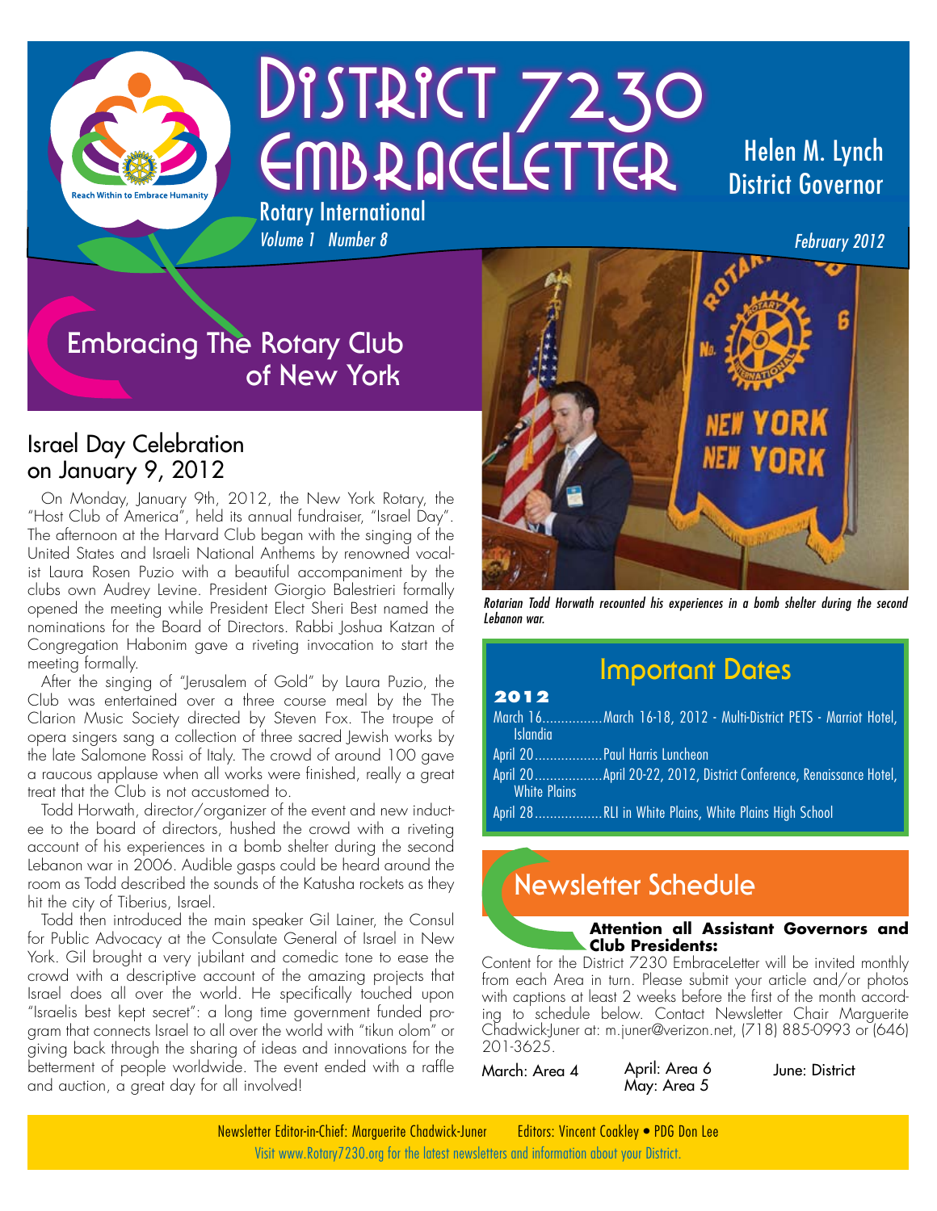# District 7230 EmbraceLetter

Reach Within to Embrace Humanity

Rotary International

*Volume 1 Number 8*

Helen M. Lynch
District Governor

*February 2012*

## Embracing The Rotary Club of New York

### Israel Day Celebration on January 9, 2012

On Monday, January 9th, 2012, the New York Rotary, the "Host Club of America", held its annual fundraiser, "Israel Day". The afternoon at the Harvard Club began with the singing of the United States and Israeli National Anthems by renowned vocalist Laura Rosen Puzio with a beautiful accompaniment by the clubs own Audrey Levine. President Giorgio Balestrieri formally opened the meeting while President Elect Sheri Best named the nominations for the Board of Directors. Rabbi Joshua Katzan of Congregation Habonim gave a riveting invocation to start the meeting formally.

After the singing of "Jerusalem of Gold" by Laura Puzio, the Club was entertained over a three course meal by the The Clarion Music Society directed by Steven Fox. The troupe of opera singers sang a collection of three sacred Jewish works by the late Salomone Rossi of Italy. The crowd of around 100 gave a raucous applause when all works were finished, really a great treat that the Club is not accustomed to.

Todd Horwath, director/organizer of the event and new inductee to the board of directors, hushed the crowd with a riveting account of his experiences in a bomb shelter during the second Lebanon war in 2006. Audible gasps could be heard around the room as Todd described the sounds of the Katusha rockets as they hit the city of Tiberius, Israel.

Todd then introduced the main speaker Gil Lainer, the Consul for Public Advocacy at the Consulate General of Israel in New York. Gil brought a very jubilant and comedic tone to ease the crowd with a descriptive account of the amazing projects that Israel does all over the world. He specifically touched upon "Israelis best kept secret": a long time government funded program that connects Israel to all over the world with "tikun olom" or giving back through the sharing of ideas and innovations for the betterment of people worldwide. The event ended with a raffle and auction, a great day for all involved!

*Rotarian Todd Horwath recounted his experiences in a bomb shelter during the second Lebanon war.*

## Important Dates

**2012**

- March 16................March 16-18, 2012 - Multi-District PETS - Marriot Hotel, Islandia
- April 20..................Paul Harris Luncheon
- April 20..................April 20-22, 2012, District Conference, Renaissance Hotel, White Plains
- April 28..................RLI in White Plains, White Plains High School

## Newsletter Schedule

**Attention all Assistant Governors and Club Presidents:**

Content for the District 7230 EmbraceLetter will be invited monthly from each Area in turn. Please submit your article and/or photos with captions at least 2 weeks before the first of the month according to schedule below. Contact Newsletter Chair Marguerite Chadwick-Juner at: m.juner@verizon.net, (718) 885-0993 or (646) 201-3625.

March: Area 4
April: Area 6
May: Area 5
June: District

Newsletter Editor-in-Chief: Marguerite Chadwick-Juner Editors: Vincent Coakley • PDG Don Lee

Visit www.Rotary7230.org for the latest newsletters and information about your District.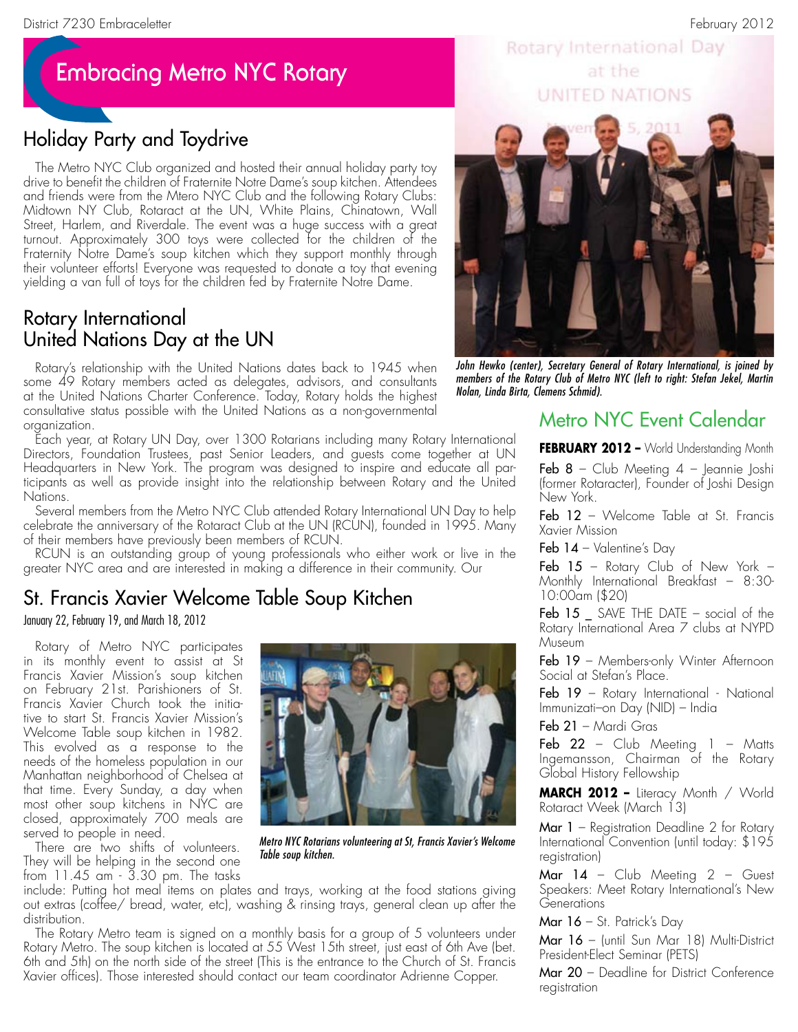# Embracing Metro NYC Rotary

## Holiday Party and Toydrive

The Metro NYC Club organized and hosted their annual holiday party toy drive to benefit the children of Fraternite Notre Dame's soup kitchen. Attendees and friends were from the Mtero NYC Club and the following Rotary Clubs: Midtown NY Club, Rotaract at the UN, White Plains, Chinatown, Wall Street, Harlem, and Riverdale. The event was a huge success with a great turnout. Approximately 300 toys were collected for the children of the Fraternity Notre Dame's soup kitchen which they support monthly through their volunteer efforts! Everyone was requested to donate a toy that evening yielding a van full of toys for the children fed by Fraternite Notre Dame.

## Rotary International United Nations Day at the UN

Rotary's relationship with the United Nations dates back to 1945 when some 49 Rotary members acted as delegates, advisors, and consultants at the United Nations Charter Conference. Today, Rotary holds the highest consultative status possible with the United Nations as a non-governmental organization.

Each year, at Rotary UN Day, over 1300 Rotarians including many Rotary International Directors, Foundation Trustees, past Senior Leaders, and guests come together at UN Headquarters in New York. The program was designed to inspire and educate all participants as well as provide insight into the relationship between Rotary and the United Nations.

Several members from the Metro NYC Club attended Rotary International UN Day to help celebrate the anniversary of the Rotaract Club at the UN (RCUN), founded in 1995. Many of their members have previously been members of RCUN.

RCUN is an outstanding group of young professionals who either work or live in the greater NYC area and are interested in making a difference in their community. Our

*John Hewko (center), Secretary General of Rotary International, is joined by members of the Rotary Club of Metro NYC (left to right: Stefan Jekel, Martin Nolan, Linda Birta, Clemens Schmid).*

## St. Francis Xavier Welcome Table Soup Kitchen

January 22, February 19, and March 18, 2012

Rotary of Metro NYC participates in its monthly event to assist at St Francis Xavier Mission's soup kitchen on February 21st. Parishioners of St. Francis Xavier Church took the initiative to start St. Francis Xavier Mission's Welcome Table soup kitchen in 1982. This evolved as a response to the needs of the homeless population in our Manhattan neighborhood of Chelsea at that time. Every Sunday, a day when most other soup kitchens in NYC are closed, approximately 700 meals are served to people in need.

There are two shifts of volunteers. They will be helping in the second one from 11.45 am - 3.30 pm. The tasks include: Putting hot meal items on plates and trays, working at the food stations giving out extras (coffee/ bread, water, etc), washing & rinsing trays, general clean up after the distribution.

The Rotary Metro team is signed on a monthly basis for a group of 5 volunteers under Rotary Metro. The soup kitchen is located at 55 West 15th street, just east of 6th Ave (bet. 6th and 5th) on the north side of the street (This is the entrance to the Church of St. Francis Xavier offices). Those interested should contact our team coordinator Adrienne Copper.

*Metro NYC Rotarians volunteering at St, Francis Xavier's Welcome Table soup kitchen.*

## Metro NYC Event Calendar

**FEBRUARY 2012 –** World Understanding Month

Feb 8 – Club Meeting 4 – Jeannie Joshi (former Rotaracter), Founder of Joshi Design New York.

Feb 12 – Welcome Table at St. Francis Xavier Mission

Feb 14 – Valentine's Day

Feb 15 – Rotary Club of New York – Monthly International Breakfast – 8:30-10:00am ($20)

Feb 15 _ SAVE THE DATE – social of the Rotary International Area 7 clubs at NYPD Museum

Feb 19 – Members-only Winter Afternoon Social at Stefan's Place.

Feb 19 – Rotary International - National Immunizati–on Day (NID) – India

Feb 21 – Mardi Gras

Feb 22 – Club Meeting 1 – Matts Ingemansson, Chairman of the Rotary Global History Fellowship

**MARCH 2012 –** Literacy Month / World Rotaract Week (March 13)

Mar 1 – Registration Deadline 2 for Rotary International Convention (until today: $195 registration)

Mar 14 – Club Meeting 2 – Guest Speakers: Meet Rotary International's New Generations

Mar 16 – St. Patrick's Day

Mar 16 – (until Sun Mar 18) Multi-District President-Elect Seminar (PETS)

Mar 20 – Deadline for District Conference registration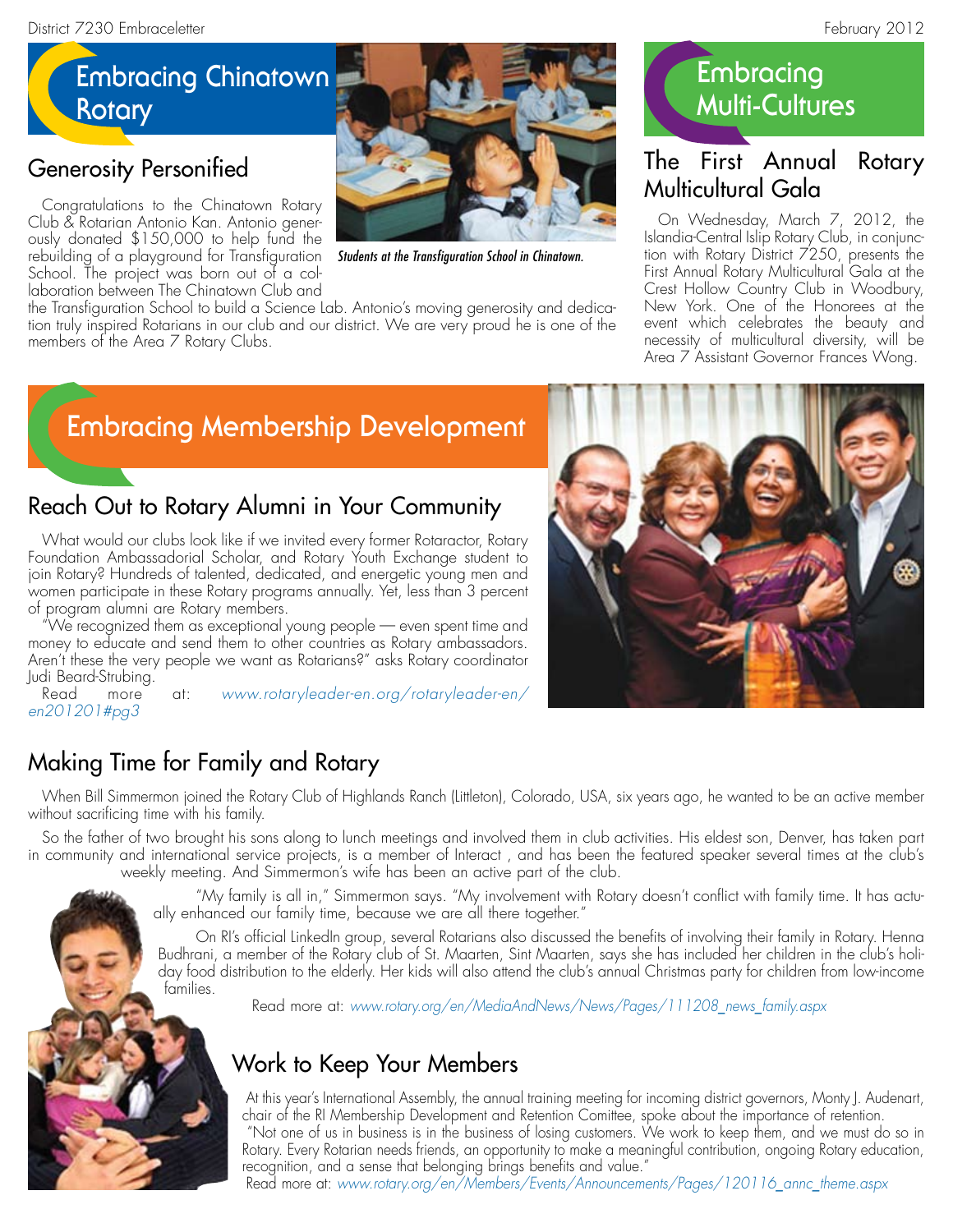# Embracing Chinatown Rotary

## Generosity Personified

Congratulations to the Chinatown Rotary Club & Rotarian Antonio Kan. Antonio generously donated $150,000 to help fund the rebuilding of a playground for Transfiguration School. The project was born out of a collaboration between The Chinatown Club and the Transfiguration School to build a Science Lab. Antonio's moving generosity and dedication truly inspired Rotarians in our club and our district. We are very proud he is one of the members of the Area 7 Rotary Clubs.

*Students at the Transfiguration School in Chinatown.*

# Embracing Multi-Cultures

## The First Annual Rotary Multicultural Gala

On Wednesday, March 7, 2012, the Islandia-Central Islip Rotary Club, in conjunction with Rotary District 7250, presents the First Annual Rotary Multicultural Gala at the Crest Hollow Country Club in Woodbury, New York. One of the Honorees at the event which celebrates the beauty and necessity of multicultural diversity, will be Area 7 Assistant Governor Frances Wong.

# Embracing Membership Development

## Reach Out to Rotary Alumni in Your Community

What would our clubs look like if we invited every former Rotaractor, Rotary Foundation Ambassadorial Scholar, and Rotary Youth Exchange student to join Rotary? Hundreds of talented, dedicated, and energetic young men and women participate in these Rotary programs annually. Yet, less than 3 percent of program alumni are Rotary members.

"We recognized them as exceptional young people — even spent time and money to educate and send them to other countries as Rotary ambassadors. Aren't these the very people we want as Rotarians?" asks Rotary coordinator Judi Beard-Strubing.

Read more at: *www.rotaryleader-en.org/rotaryleader-en/en201201#pg3*

## Making Time for Family and Rotary

When Bill Simmermon joined the Rotary Club of Highlands Ranch (Littleton), Colorado, USA, six years ago, he wanted to be an active member without sacrificing time with his family.

So the father of two brought his sons along to lunch meetings and involved them in club activities. His eldest son, Denver, has taken part in community and international service projects, is a member of Interact , and has been the featured speaker several times at the club's weekly meeting. And Simmermon's wife has been an active part of the club.

"My family is all in," Simmermon says. "My involvement with Rotary doesn't conflict with family time. It has actually enhanced our family time, because we are all there together."

On RI's official LinkedIn group, several Rotarians also discussed the benefits of involving their family in Rotary. Henna Budhrani, a member of the Rotary club of St. Maarten, Sint Maarten, says she has included her children in the club's holiday food distribution to the elderly. Her kids will also attend the club's annual Christmas party for children from low-income families.

Read more at: *www.rotary.org/en/MediaAndNews/News/Pages/111208_news_family.aspx*

## Work to Keep Your Members

At this year's International Assembly, the annual training meeting for incoming district governors, Monty J. Audenart, chair of the RI Membership Development and Retention Comittee, spoke about the importance of retention.

"Not one of us in business is in the business of losing customers. We work to keep them, and we must do so in Rotary. Every Rotarian needs friends, an opportunity to make a meaningful contribution, ongoing Rotary education, recognition, and a sense that belonging brings benefits and value."

Read more at: *www.rotary.org/en/Members/Events/Announcements/Pages/120116_annc_theme.aspx*